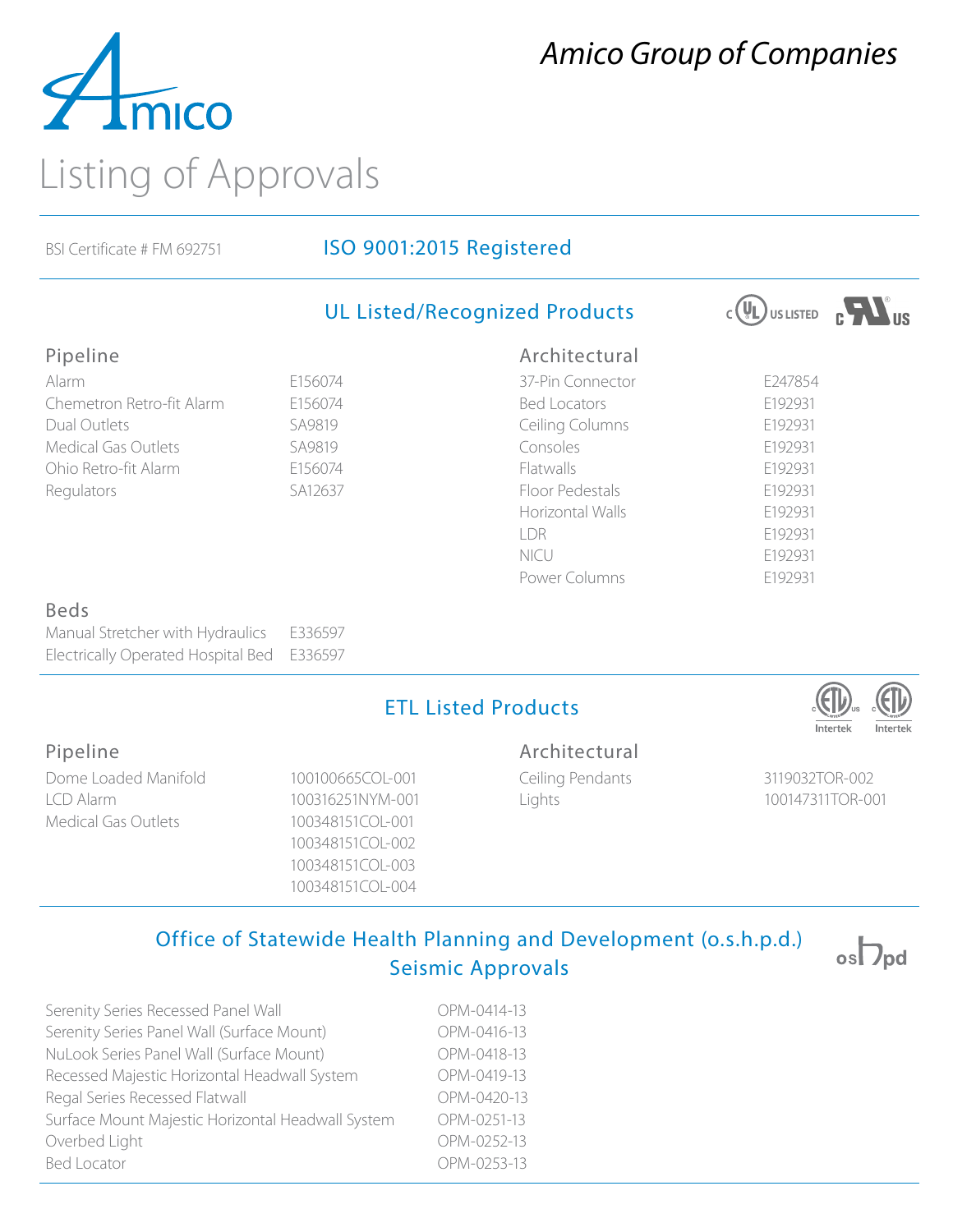*Amico Group of Companies*

# Listing of Approvals

BSI Certificate # FM 692751

## ISO 9001:2015 Registered

## UL Listed/Recognized Products

### Pipeline

| Product | Number |
|---|---|
| Alarm | E156074 |
| Chemetron Retro-fit Alarm | E156074 |
| Dual Outlets | SA9819 |
| Medical Gas Outlets | SA9819 |
| Ohio Retro-fit Alarm | E156074 |
| Regulators | SA12637 |

### Architectural

| Product | Number |
|---|---|
| 37-Pin Connector | E247854 |
| Bed Locators | E192931 |
| Ceiling Columns | E192931 |
| Consoles | E192931 |
| Flatwalls | E192931 |
| Floor Pedestals | E192931 |
| Horizontal Walls | E192931 |
| LDR | E192931 |
| NICU | E192931 |
| Power Columns | E192931 |

### Beds

| Product | Number |
|---|---|
| Manual Stretcher with Hydraulics | E336597 |
| Electrically Operated Hospital Bed | E336597 |

## ETL Listed Products

### Pipeline

| Product | Number |
|---|---|
| Dome Loaded Manifold | 100100665COL-001 |
| LCD Alarm | 100316251NYM-001 |
| Medical Gas Outlets | 100348151COL-001 |
| | 100348151COL-002 |
| | 100348151COL-003 |
| | 100348151COL-004 |

### Architectural

| Product | Number |
|---|---|
| Ceiling Pendants | 3119032TOR-002 |
| Lights | 100147311TOR-001 |

## Office of Statewide Health Planning and Development (o.s.h.p.d.) Seismic Approvals

| Product | Number |
|---|---|
| Serenity Series Recessed Panel Wall | OPM-0414-13 |
| Serenity Series Panel Wall (Surface Mount) | OPM-0416-13 |
| NuLook Series Panel Wall (Surface Mount) | OPM-0418-13 |
| Recessed Majestic Horizontal Headwall System | OPM-0419-13 |
| Regal Series Recessed Flatwall | OPM-0420-13 |
| Surface Mount Majestic Horizontal Headwall System | OPM-0251-13 |
| Overbed Light | OPM-0252-13 |
| Bed Locator | OPM-0253-13 |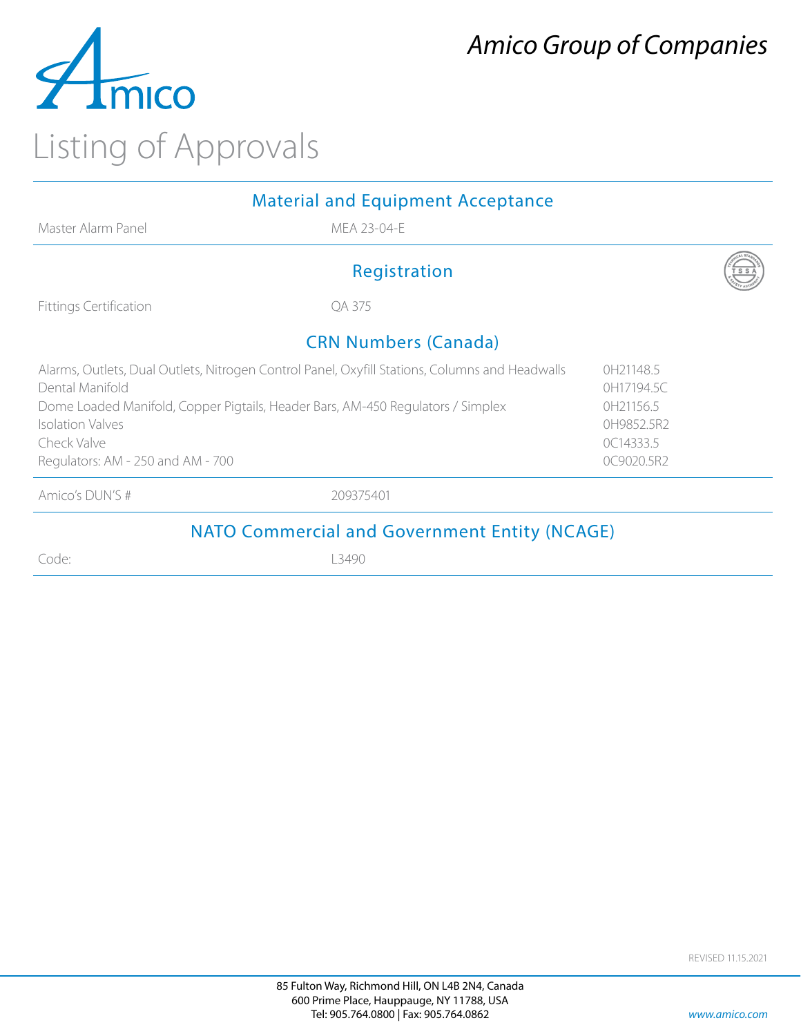*Amico Group of Companies*

Amico

# Listing of Approvals

## Material and Equipment Acceptance

| | |
|---|---|
| Master Alarm Panel | MEA 23-04-E |

## Registration

| | |
|---|---|
| Fittings Certification | QA 375 |

## CRN Numbers (Canada)

| | |
|---|---|
| Alarms, Outlets, Dual Outlets, Nitrogen Control Panel, Oxyfill Stations, Columns and Headwalls | 0H21148.5 |
| Dental Manifold | 0H17194.5C |
| Dome Loaded Manifold, Copper Pigtails, Header Bars, AM-450 Regulators / Simplex | 0H21156.5 |
| Isolation Valves | 0H9852.5R2 |
| Check Valve | 0C14333.5 |
| Regulators: AM - 250 and AM - 700 | 0C9020.5R2 |

| | |
|---|---|
| Amico's DUN'S # | 209375401 |

## NATO Commercial and Government Entity (NCAGE)

| | |
|---|---|
| Code: | L3490 |

REVISED 11.15.2021

85 Fulton Way, Richmond Hill, ON L4B 2N4, Canada
600 Prime Place, Hauppauge, NY 11788, USA
Tel: 905.764.0800 | Fax: 905.764.0862

www.amico.com